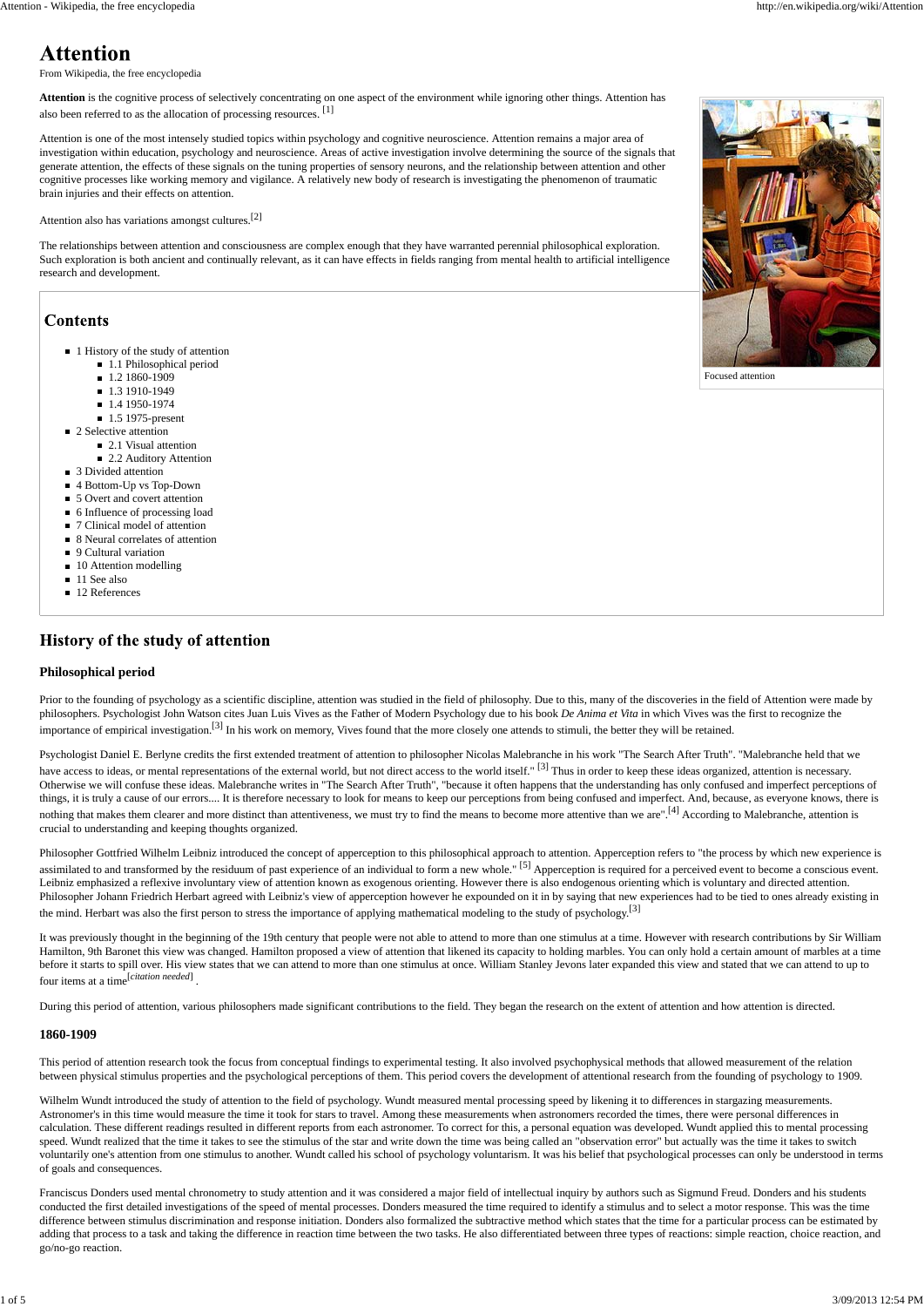# Attention

From Wikipedia, the free encyclopedia

**Attention** is the cognitive process of selectively concentrating on one aspect of the environment while ignoring other things. Attention has also been referred to as the allocation of processing resources. [1]

Attention is one of the most intensely studied topics within psychology and cognitive neuroscience. Attention remains a major area of investigation within education, psychology and neuroscience. Areas of active investigation involve determining the source of the signals that generate attention, the effects of these signals on the tuning properties of sensory neurons, and the relationship between attention and other cognitive processes like working memory and vigilance. A relatively new body of research is investigating the phenomenon of traumatic brain injuries and their effects on attention.

Attention also has variations amongst cultures.[2]

The relationships between attention and consciousness are complex enough that they have warranted perennial philosophical exploration. Such exploration is both ancient and continually relevant, as it can have effects in fields ranging from mental health to artificial intelligence research and development.

Focused attention

## Contents

- 1 History of the study of attention
  - 1.1 Philosophical period
  - 1.2 1860-1909
  - 1.3 1910-1949
  - 1.4 1950-1974
  - 1.5 1975-present
- 2 Selective attention
  - 2.1 Visual attention
  - 2.2 Auditory Attention
- 3 Divided attention
- 4 Bottom-Up vs Top-Down
- 5 Overt and covert attention
- 6 Influence of processing load
- 7 Clinical model of attention
- 8 Neural correlates of attention
- 9 Cultural variation
- 10 Attention modelling
- 11 See also
- 12 References

## History of the study of attention

### Philosophical period

Prior to the founding of psychology as a scientific discipline, attention was studied in the field of philosophy. Due to this, many of the discoveries in the field of Attention were made by philosophers. Psychologist John Watson cites Juan Luis Vives as the Father of Modern Psychology due to his book *De Anima et Vita* in which Vives was the first to recognize the importance of empirical investigation.[3] In his work on memory, Vives found that the more closely one attends to stimuli, the better they will be retained.

Psychologist Daniel E. Berlyne credits the first extended treatment of attention to philosopher Nicolas Malebranche in his work "The Search After Truth". "Malebranche held that we have access to ideas, or mental representations of the external world, but not direct access to the world itself." [3] Thus in order to keep these ideas organized, attention is necessary. Otherwise we will confuse these ideas. Malebranche writes in "The Search After Truth", "because it often happens that the understanding has only confused and imperfect perceptions of things, it is truly a cause of our errors.... It is therefore necessary to look for means to keep our perceptions from being confused and imperfect. And, because, as everyone knows, there is nothing that makes them clearer and more distinct than attentiveness, we must try to find the means to become more attentive than we are".[4] According to Malebranche, attention is crucial to understanding and keeping thoughts organized.

Philosopher Gottfried Wilhelm Leibniz introduced the concept of apperception to this philosophical approach to attention. Apperception refers to "the process by which new experience is assimilated to and transformed by the residuum of past experience of an individual to form a new whole." [5] Apperception is required for a perceived event to become a conscious event. Leibniz emphasized a reflexive involuntary view of attention known as exogenous orienting. However there is also endogenous orienting which is voluntary and directed attention. Philosopher Johann Friedrich Herbart agreed with Leibniz's view of apperception however he expounded on it in by saying that new experiences had to be tied to ones already existing in the mind. Herbart was also the first person to stress the importance of applying mathematical modeling to the study of psychology.[3]

It was previously thought in the beginning of the 19th century that people were not able to attend to more than one stimulus at a time. However with research contributions by Sir William Hamilton, 9th Baronet this view was changed. Hamilton proposed a view of attention that likened its capacity to holding marbles. You can only hold a certain amount of marbles at a time before it starts to spill over. His view states that we can attend to more than one stimulus at once. William Stanley Jevons later expanded this view and stated that we can attend to up to four items at a time[*citation needed*] .

During this period of attention, various philosophers made significant contributions to the field. They began the research on the extent of attention and how attention is directed.

### 1860-1909

This period of attention research took the focus from conceptual findings to experimental testing. It also involved psychophysical methods that allowed measurement of the relation between physical stimulus properties and the psychological perceptions of them. This period covers the development of attentional research from the founding of psychology to 1909.

Wilhelm Wundt introduced the study of attention to the field of psychology. Wundt measured mental processing speed by likening it to differences in stargazing measurements. Astronomer's in this time would measure the time it took for stars to travel. Among these measurements when astronomers recorded the times, there were personal differences in calculation. These different readings resulted in different reports from each astronomer. To correct for this, a personal equation was developed. Wundt applied this to mental processing speed. Wundt realized that the time it takes to see the stimulus of the star and write down the time was being called an "observation error" but actually was the time it takes to switch voluntarily one's attention from one stimulus to another. Wundt called his school of psychology voluntarism. It was his belief that psychological processes can only be understood in terms of goals and consequences.

Franciscus Donders used mental chronometry to study attention and it was considered a major field of intellectual inquiry by authors such as Sigmund Freud. Donders and his students conducted the first detailed investigations of the speed of mental processes. Donders measured the time required to identify a stimulus and to select a motor response. This was the time difference between stimulus discrimination and response initiation. Donders also formalized the subtractive method which states that the time for a particular process can be estimated by adding that process to a task and taking the difference in reaction time between the two tasks. He also differentiated between three types of reactions: simple reaction, choice reaction, and go/no-go reaction.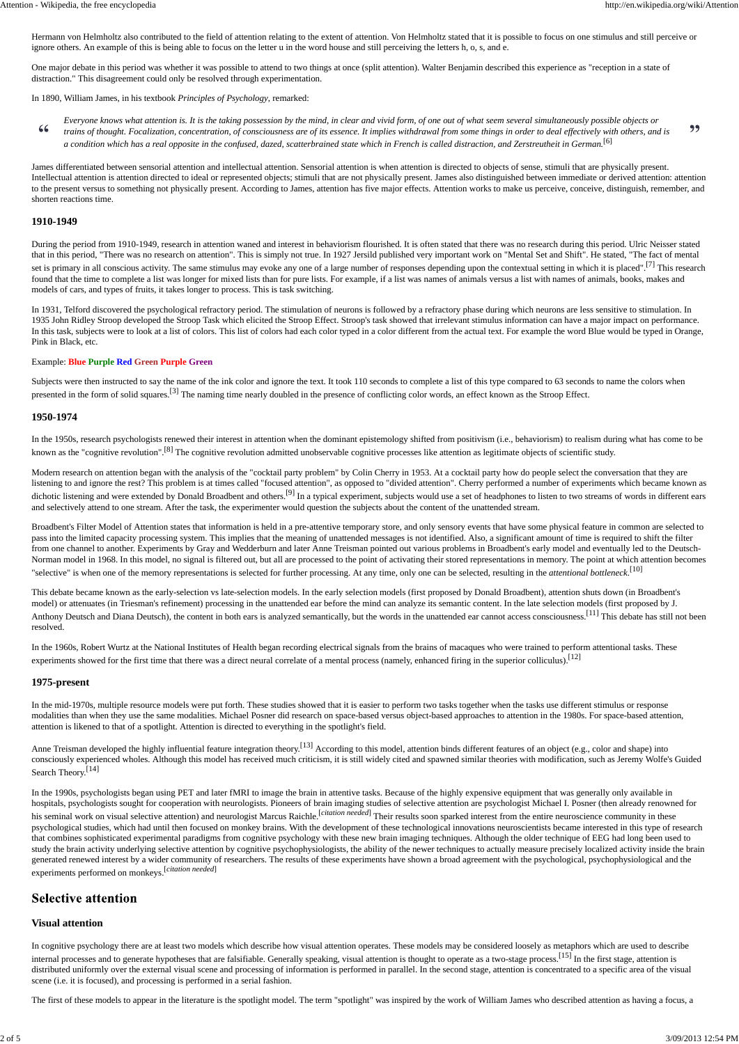Hermann von Helmholtz also contributed to the field of attention relating to the extent of attention. Von Helmholtz stated that it is possible to focus on one stimulus and still perceive or ignore others. An example of this is being able to focus on the letter u in the word house and still perceiving the letters h, o, s, and e.

One major debate in this period was whether it was possible to attend to two things at once (split attention). Walter Benjamin described this experience as "reception in a state of distraction." This disagreement could only be resolved through experimentation.

In 1890, William James, in his textbook *Principles of Psychology*, remarked:

> *Everyone knows what attention is. It is the taking possession by the mind, in clear and vivid form, of one out of what seem several simultaneously possible objects or trains of thought. Focalization, concentration, of consciousness are of its essence. It implies withdrawal from some things in order to deal effectively with others, and is a condition which has a real opposite in the confused, dazed, scatterbrained state which in French is called distraction, and Zerstreutheit in German.*[6]

James differentiated between sensorial attention and intellectual attention. Sensorial attention is when attention is directed to objects of sense, stimuli that are physically present. Intellectual attention is attention directed to ideal or represented objects; stimuli that are not physically present. James also distinguished between immediate or derived attention: attention to the present versus to something not physically present. According to James, attention has five major effects. Attention works to make us perceive, conceive, distinguish, remember, and shorten reactions time.

### 1910-1949

During the period from 1910-1949, research in attention waned and interest in behaviorism flourished. It is often stated that there was no research during this period. Ulric Neisser stated that in this period, "There was no research on attention". This is simply not true. In 1927 Jersild published very important work on "Mental Set and Shift". He stated, "The fact of mental set is primary in all conscious activity. The same stimulus may evoke any one of a large number of responses depending upon the contextual setting in which it is placed".[7] This research found that the time to complete a list was longer for mixed lists than for pure lists. For example, if a list was names of animals versus a list with names of animals, books, makes and models of cars, and types of fruits, it takes longer to process. This is task switching.

In 1931, Telford discovered the psychological refractory period. The stimulation of neurons is followed by a refractory phase during which neurons are less sensitive to stimulation. In 1935 John Ridley Stroop developed the Stroop Task which elicited the Stroop Effect. Stroop's task showed that irrelevant stimulus information can have a major impact on performance. In this task, subjects were to look at a list of colors. This list of colors had each color typed in a color different from the actual text. For example the word Blue would be typed in Orange, Pink in Black, etc.

Example: **Blue Purple Red Green Purple Green**

Subjects were then instructed to say the name of the ink color and ignore the text. It took 110 seconds to complete a list of this type compared to 63 seconds to name the colors when presented in the form of solid squares.[3] The naming time nearly doubled in the presence of conflicting color words, an effect known as the Stroop Effect.

### 1950-1974

In the 1950s, research psychologists renewed their interest in attention when the dominant epistemology shifted from positivism (i.e., behaviorism) to realism during what has come to be known as the "cognitive revolution".[8] The cognitive revolution admitted unobservable cognitive processes like attention as legitimate objects of scientific study.

Modern research on attention began with the analysis of the "cocktail party problem" by Colin Cherry in 1953. At a cocktail party how do people select the conversation that they are listening to and ignore the rest? This problem is at times called "focused attention", as opposed to "divided attention". Cherry performed a number of experiments which became known as dichotic listening and were extended by Donald Broadbent and others.[9] In a typical experiment, subjects would use a set of headphones to listen to two streams of words in different ears and selectively attend to one stream. After the task, the experimenter would question the subjects about the content of the unattended stream.

Broadbent's Filter Model of Attention states that information is held in a pre-attentive temporary store, and only sensory events that have some physical feature in common are selected to pass into the limited capacity processing system. This implies that the meaning of unattended messages is not identified. Also, a significant amount of time is required to shift the filter from one channel to another. Experiments by Gray and Wedderburn and later Anne Treisman pointed out various problems in Broadbent's early model and eventually led to the Deutsch-Norman model in 1968. In this model, no signal is filtered out, but all are processed to the point of activating their stored representations in memory. The point at which attention becomes "selective" is when one of the memory representations is selected for further processing. At any time, only one can be selected, resulting in the *attentional bottleneck*.[10]

This debate became known as the early-selection vs late-selection models. In the early selection models (first proposed by Donald Broadbent), attention shuts down (in Broadbent's model) or attenuates (in Triesman's refinement) processing in the unattended ear before the mind can analyze its semantic content. In the late selection models (first proposed by J. Anthony Deutsch and Diana Deutsch), the content in both ears is analyzed semantically, but the words in the unattended ear cannot access consciousness.[11] This debate has still not been resolved.

In the 1960s, Robert Wurtz at the National Institutes of Health began recording electrical signals from the brains of macaques who were trained to perform attentional tasks. These experiments showed for the first time that there was a direct neural correlate of a mental process (namely, enhanced firing in the superior colliculus).[12]

### 1975-present

In the mid-1970s, multiple resource models were put forth. These studies showed that it is easier to perform two tasks together when the tasks use different stimulus or response modalities than when they use the same modalities. Michael Posner did research on space-based versus object-based approaches to attention in the 1980s. For space-based attention, attention is likened to that of a spotlight. Attention is directed to everything in the spotlight's field.

Anne Treisman developed the highly influential feature integration theory.[13] According to this model, attention binds different features of an object (e.g., color and shape) into consciously experienced wholes. Although this model has received much criticism, it is still widely cited and spawned similar theories with modification, such as Jeremy Wolfe's Guided Search Theory.[14]

In the 1990s, psychologists began using PET and later fMRI to image the brain in attentive tasks. Because of the highly expensive equipment that was generally only available in hospitals, psychologists sought for cooperation with neurologists. Pioneers of brain imaging studies of selective attention are psychologist Michael I. Posner (then already renowned for his seminal work on visual selective attention) and neurologist Marcus Raichle.[*citation needed*] Their results soon sparked interest from the entire neuroscience community in these psychological studies, which had until then focused on monkey brains. With the development of these technological innovations neuroscientists became interested in this type of research that combines sophisticated experimental paradigms from cognitive psychology with these new brain imaging techniques. Although the older technique of EEG had long been used to study the brain activity underlying selective attention by cognitive psychophysiologists, the ability of the newer techniques to actually measure precisely localized activity inside the brain generated renewed interest by a wider community of researchers. The results of these experiments have shown a broad agreement with the psychological, psychophysiological and the experiments performed on monkeys.[*citation needed*]

## Selective attention

### Visual attention

In cognitive psychology there are at least two models which describe how visual attention operates. These models may be considered loosely as metaphors which are used to describe internal processes and to generate hypotheses that are falsifiable. Generally speaking, visual attention is thought to operate as a two-stage process.[15] In the first stage, attention is distributed uniformly over the external visual scene and processing of information is performed in parallel. In the second stage, attention is concentrated to a specific area of the visual scene (i.e. it is focused), and processing is performed in a serial fashion.

The first of these models to appear in the literature is the spotlight model. The term "spotlight" was inspired by the work of William James who described attention as having a focus, a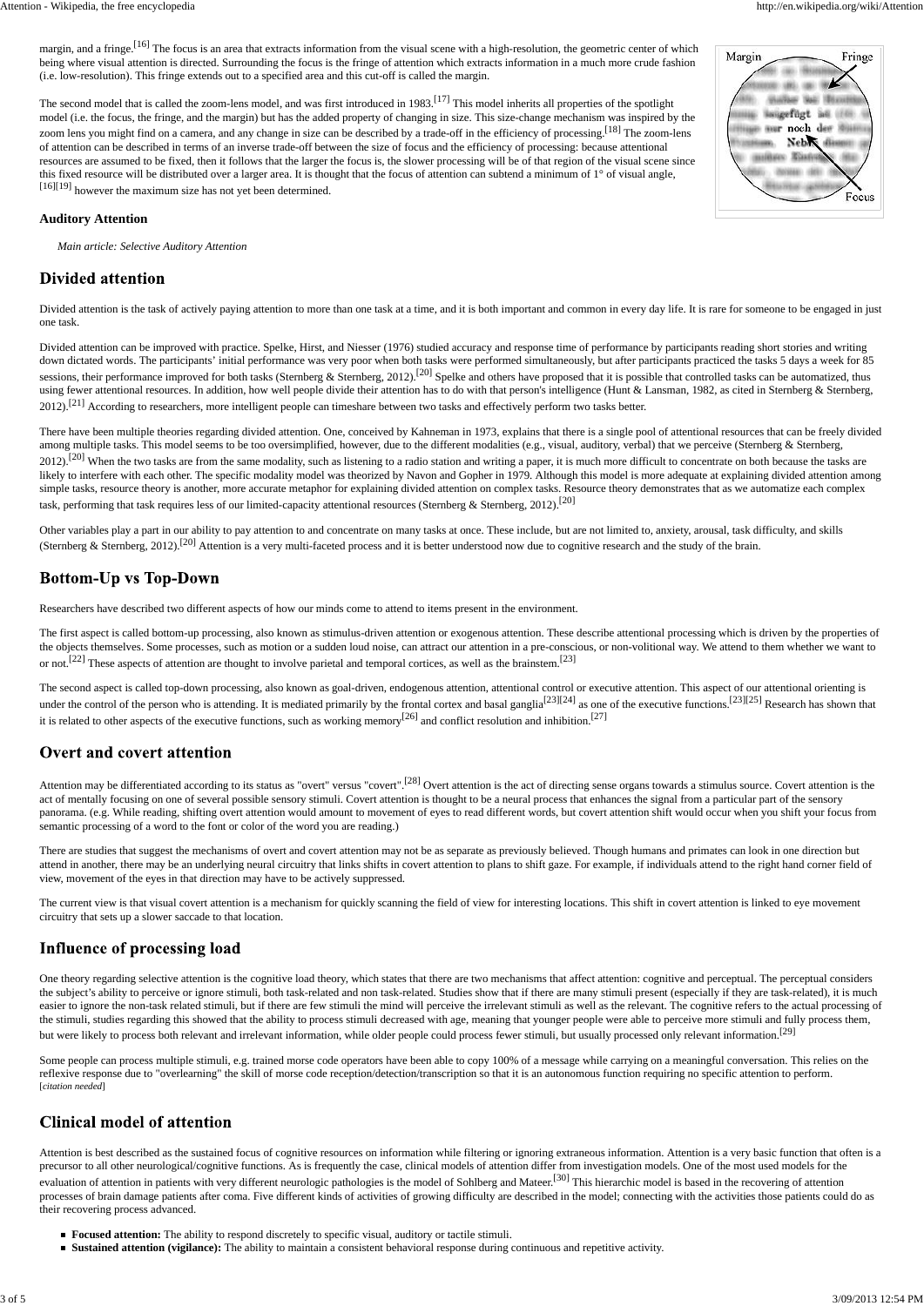margin, and a fringe.[16] The focus is an area that extracts information from the visual scene with a high-resolution, the geometric center of which being where visual attention is directed. Surrounding the focus is the fringe of attention which extracts information in a much more crude fashion (i.e. low-resolution). This fringe extends out to a specified area and this cut-off is called the margin.

The second model that is called the zoom-lens model, and was first introduced in 1983.[17] This model inherits all properties of the spotlight model (i.e. the focus, the fringe, and the margin) but has the added property of changing in size. This size-change mechanism was inspired by the zoom lens you might find on a camera, and any change in size can be described by a trade-off in the efficiency of processing.[18] The zoom-lens of attention can be described in terms of an inverse trade-off between the size of focus and the efficiency of processing: because attentional resources are assumed to be fixed, then it follows that the larger the focus is, the slower processing will be of that region of the visual scene since this fixed resource will be distributed over a larger area. It is thought that the focus of attention can subtend a minimum of 1° of visual angle,[16][19] however the maximum size has not yet been determined.

### Auditory Attention

*Main article: Selective Auditory Attention*

## Divided attention

Divided attention is the task of actively paying attention to more than one task at a time, and it is both important and common in every day life. It is rare for someone to be engaged in just one task.

Divided attention can be improved with practice. Spelke, Hirst, and Niesser (1976) studied accuracy and response time of performance by participants reading short stories and writing down dictated words. The participants' initial performance was very poor when both tasks were performed simultaneously, but after participants practiced the tasks 5 days a week for 85 sessions, their performance improved for both tasks (Sternberg & Sternberg, 2012).[20] Spelke and others have proposed that it is possible that controlled tasks can be automatized, thus using fewer attentional resources. In addition, how well people divide their attention has to do with that person's intelligence (Hunt & Lansman, 1982, as cited in Sternberg & Sternberg, 2012).[21] According to researchers, more intelligent people can timeshare between two tasks and effectively perform two tasks better.

There have been multiple theories regarding divided attention. One, conceived by Kahneman in 1973, explains that there is a single pool of attentional resources that can be freely divided among multiple tasks. This model seems to be too oversimplified, however, due to the different modalities (e.g., visual, auditory, verbal) that we perceive (Sternberg & Sternberg, 2012).[20] When the two tasks are from the same modality, such as listening to a radio station and writing a paper, it is much more difficult to concentrate on both because the tasks are likely to interfere with each other. The specific modality model was theorized by Navon and Gopher in 1979. Although this model is more adequate at explaining divided attention among simple tasks, resource theory is another, more accurate metaphor for explaining divided attention on complex tasks. Resource theory demonstrates that as we automatize each complex task, performing that task requires less of our limited-capacity attentional resources (Sternberg & Sternberg, 2012).[20]

Other variables play a part in our ability to pay attention to and concentrate on many tasks at once. These include, but are not limited to, anxiety, arousal, task difficulty, and skills (Sternberg & Sternberg, 2012).[20] Attention is a very multi-faceted process and it is better understood now due to cognitive research and the study of the brain.

## Bottom-Up vs Top-Down

Researchers have described two different aspects of how our minds come to attend to items present in the environment.

The first aspect is called bottom-up processing, also known as stimulus-driven attention or exogenous attention. These describe attentional processing which is driven by the properties of the objects themselves. Some processes, such as motion or a sudden loud noise, can attract our attention in a pre-conscious, or non-volitional way. We attend to them whether we want to or not.[22] These aspects of attention are thought to involve parietal and temporal cortices, as well as the brainstem.[23]

The second aspect is called top-down processing, also known as goal-driven, endogenous attention, attentional control or executive attention. This aspect of our attentional orienting is under the control of the person who is attending. It is mediated primarily by the frontal cortex and basal ganglia[23][24] as one of the executive functions.[23][25] Research has shown that it is related to other aspects of the executive functions, such as working memory[26] and conflict resolution and inhibition.[27]

## Overt and covert attention

Attention may be differentiated according to its status as "overt" versus "covert".[28] Overt attention is the act of directing sense organs towards a stimulus source. Covert attention is the act of mentally focusing on one of several possible sensory stimuli. Covert attention is thought to be a neural process that enhances the signal from a particular part of the sensory panorama. (e.g. While reading, shifting overt attention would amount to movement of eyes to read different words, but covert attention shift would occur when you shift your focus from semantic processing of a word to the font or color of the word you are reading.)

There are studies that suggest the mechanisms of overt and covert attention may not be as separate as previously believed. Though humans and primates can look in one direction but attend in another, there may be an underlying neural circuitry that links shifts in covert attention to plans to shift gaze. For example, if individuals attend to the right hand corner field of view, movement of the eyes in that direction may have to be actively suppressed.

The current view is that visual covert attention is a mechanism for quickly scanning the field of view for interesting locations. This shift in covert attention is linked to eye movement circuitry that sets up a slower saccade to that location.

## Influence of processing load

One theory regarding selective attention is the cognitive load theory, which states that there are two mechanisms that affect attention: cognitive and perceptual. The perceptual considers the subject's ability to perceive or ignore stimuli, both task-related and non task-related. Studies show that if there are many stimuli present (especially if they are task-related), it is much easier to ignore the non-task related stimuli, but if there are few stimuli the mind will perceive the irrelevant stimuli as well as the relevant. The cognitive refers to the actual processing of the stimuli, studies regarding this showed that the ability to process stimuli decreased with age, meaning that younger people were able to perceive more stimuli and fully process them, but were likely to process both relevant and irrelevant information, while older people could process fewer stimuli, but usually processed only relevant information.[29]

Some people can process multiple stimuli, e.g. trained morse code operators have been able to copy 100% of a message while carrying on a meaningful conversation. This relies on the reflexive response due to "overlearning" the skill of morse code reception/detection/transcription so that it is an autonomous function requiring no specific attention to perform. [*citation needed*]

## Clinical model of attention

Attention is best described as the sustained focus of cognitive resources on information while filtering or ignoring extraneous information. Attention is a very basic function that often is a precursor to all other neurological/cognitive functions. As is frequently the case, clinical models of attention differ from investigation models. One of the most used models for the evaluation of attention in patients with very different neurologic pathologies is the model of Sohlberg and Mateer.[30] This hierarchic model is based in the recovering of attention processes of brain damage patients after coma. Five different kinds of activities of growing difficulty are described in the model; connecting with the activities those patients could do as their recovering process advanced.

- **Focused attention:** The ability to respond discretely to specific visual, auditory or tactile stimuli.
- **Sustained attention (vigilance):** The ability to maintain a consistent behavioral response during continuous and repetitive activity.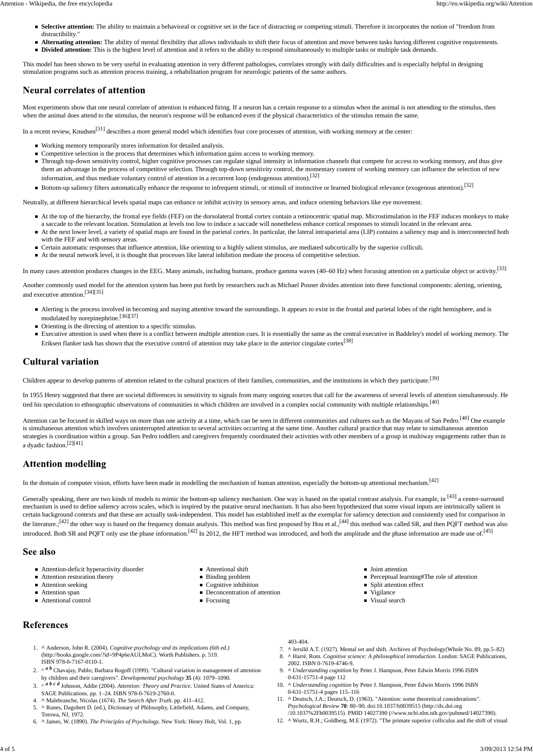- **Selective attention:** The ability to maintain a behavioral or cognitive set in the face of distracting or competing stimuli. Therefore it incorporates the notion of "freedom from distractibility."
- **Alternating attention:** The ability of mental flexibility that allows individuals to shift their focus of attention and move between tasks having different cognitive requirements.
- **Divided attention:** This is the highest level of attention and it refers to the ability to respond simultaneously to multiple tasks or multiple task demands.

This model has been shown to be very useful in evaluating attention in very different pathologies, correlates strongly with daily difficulties and is especially helpful in designing stimulation programs such as attention process training, a rehabilitation program for neurologic patients of the same authors.

## Neural correlates of attention

Most experiments show that one neural correlate of attention is enhanced firing. If a neuron has a certain response to a stimulus when the animal is not attending to the stimulus, then when the animal does attend to the stimulus, the neuron's response will be enhanced even if the physical characteristics of the stimulus remain the same.

In a recent review, Knudsen[31] describes a more general model which identifies four core processes of attention, with working memory at the center:

- Working memory temporarily stores information for detailed analysis.
- Competitive selection is the process that determines which information gains access to working memory.
- Through top-down sensitivity control, higher cognitive processes can regulate signal intensity in information channels that compete for access to working memory, and thus give them an advantage in the process of competitive selection. Through top-down sensitivity control, the momentary content of working memory can influence the selection of new information, and thus mediate voluntary control of attention in a recurrent loop (endogenous attention).[32]
- Bottom-up saliency filters automatically enhance the response to infrequent stimuli, or stimuli of instinctive or learned biological relevance (exogenous attention).[32]

Neutrally, at different hierarchical levels spatial maps can enhance or inhibit activity in sensory areas, and induce orienting behaviors like eye movement.

- At the top of the hierarchy, the frontal eye fields (FEF) on the dorsolateral frontal cortex contain a retinocentric spatial map. Microstimulation in the FEF induces monkeys to make a saccade to the relevant location. Stimulation at levels too low to induce a saccade will nonetheless enhance cortical responses to stimuli located in the relevant area.
- At the next lower level, a variety of spatial maps are found in the parietal cortex. In particular, the lateral intraparietal area (LIP) contains a saliency map and is interconnected both with the FEF and with sensory areas.
- Certain automatic responses that influence attention, like orienting to a highly salient stimulus, are mediated subcortically by the superior colliculi.
- At the neural network level, it is thought that processes like lateral inhibition mediate the process of competitive selection.

In many cases attention produces changes in the EEG. Many animals, including humans, produce gamma waves (40–60 Hz) when focusing attention on a particular object or activity.[33]

Another commonly used model for the attention system has been put forth by researchers such as Michael Posner divides attention into three functional components: alerting, orienting, and executive attention.[34][35]

- Alerting is the process involved in becoming and staying attentive toward the surroundings. It appears to exist in the frontal and parietal lobes of the right hemisphere, and is modulated by norepinephrine.[36][37]
- Orienting is the directing of attention to a specific stimulus.
- Executive attention is used when there is a conflict between multiple attention cues. It is essentially the same as the central executive in Baddeley's model of working memory. The Eriksen flanker task has shown that the executive control of attention may take place in the anterior cingulate cortex[38]

## Cultural variation

Children appear to develop patterns of attention related to the cultural practices of their families, communities, and the institutions in which they participate.[39]

In 1955 Henry suggested that there are societal differences in sensitivity to signals from many ongoing sources that call for the awareness of several levels of attention simultaneously. He tied his speculation to ethnographic observations of communities in which children are involved in a complex social community with multiple relationships.[40]

Attention can be focused in skilled ways on more than one activity at a time, which can be seen in different communities and cultures such as the Mayans of San Pedro.[40] One example is simultaneous attention which involves uninterrupted attention to several activities occurring at the same time. Another cultural practice that may relate to simultaneous attention strategies is coordination within a group. San Pedro toddlers and caregivers frequently coordinated their activities with other members of a group in multiway engagements rather than in a dyadic fashion.[2][41]

## Attention modelling

In the domain of computer vision, efforts have been made in modelling the mechanism of human attention, especially the bottom-up attentional mechanism.[42]

Generally speaking, there are two kinds of models to mimic the bottom-up saliency mechanism. One way is based on the spatial contrast analysis. For example, in [43] a center-surround mechanism is used to define saliency across scales, which is inspired by the putative neural mechanism. It has also been hypothesized that some visual inputs are intrinsically salient in certain background contexts and that these are actually task-independent. This model has established itself as the exemplar for saliency detection and consistently used for comparison in the literature.;[42] the other way is based on the frequency domain analysis. This method was first proposed by Hou et al.,[44] this method was called SR, and then PQFT method was also introduced. Both SR and PQFT only use the phase information.[42] In 2012, the HFT method was introduced, and both the amplitude and the phase information are made use of.[45]

## See also

- Attention-deficit hyperactivity disorder
- Attention restoration theory
- Attention seeking
- Attention span
- Attentional control
- Attentional shift
- Binding problem
- Cognitive inhibition
- Deconcentration of attention
- Focusing
- Joint attention
- Perceptual learning#The role of attention
- Split attention effect
- Vigilance
- Visual search

## References

1. ^ Anderson, John R. (2004). *Cognitive psychology and its implications (6th ed.)* (http://books.google.com/?id=9P4p6eAULMoC). Worth Publishers. p. 519. ISBN 978-0-7167-0110-1.
2. ^ *a b* Chavajay, Pablo; Barbara Rogoff (1999). "Cultural variation in management of attention by children and their caregivers". *Developmental psychology* **35** (4): 1079–1090.
3. ^ *a b c d* Johnson, Addie (2004). *Attention: Theory and Practice.* United States of America: SAGE Publications. pp. 1–24. ISBN 978-0-7619-2760-0.
4. ^ Malebranche, Nicolas (1674). *The Search After Truth.* pp. 411–412.
5. ^ Runes, Dagobert D. (ed.), Dictionary of Philosophy, Littlefield, Adams, and Company, Totowa, NJ, 1972.
6. ^ James, W. (1890). *The Principles of Psychology.* New York: Henry Holt, Vol. 1, pp. 403-404.
7. ^ Jersild A.T. (1927). Mental set and shift. Archives of Psychology(Whole No. 89, pp.5–82)
8. ^ Harré, Rom. *Cognitive science: A philosophical introduction.* London: SAGE Publications, 2002. ISBN 0-7619-4746-9.
9. ^ *Understanding cognition* by Peter J. Hampson, Peter Edwin Morris 1996 ISBN 0-631-15751-4 page 112
10. ^ *Understanding cognition* by Peter J. Hampson, Peter Edwin Morris 1996 ISBN 0-631-15751-4 pages 115–116
11. ^ Deutsch, J.A.; Deutsch, D. (1963). "Attention: some theoretical considerations". *Psychological Review* **70**: 80–90. doi:10.1037/h0039515 (http://dx.doi.org/10.1037%2Fh0039515). PMID 14027390 (//www.ncbi.nlm.nih.gov/pubmed/14027390).
12. ^ Wurtz, R.H.; Goldberg, M.E (1972). "The primate superior colliculus and the shift of visual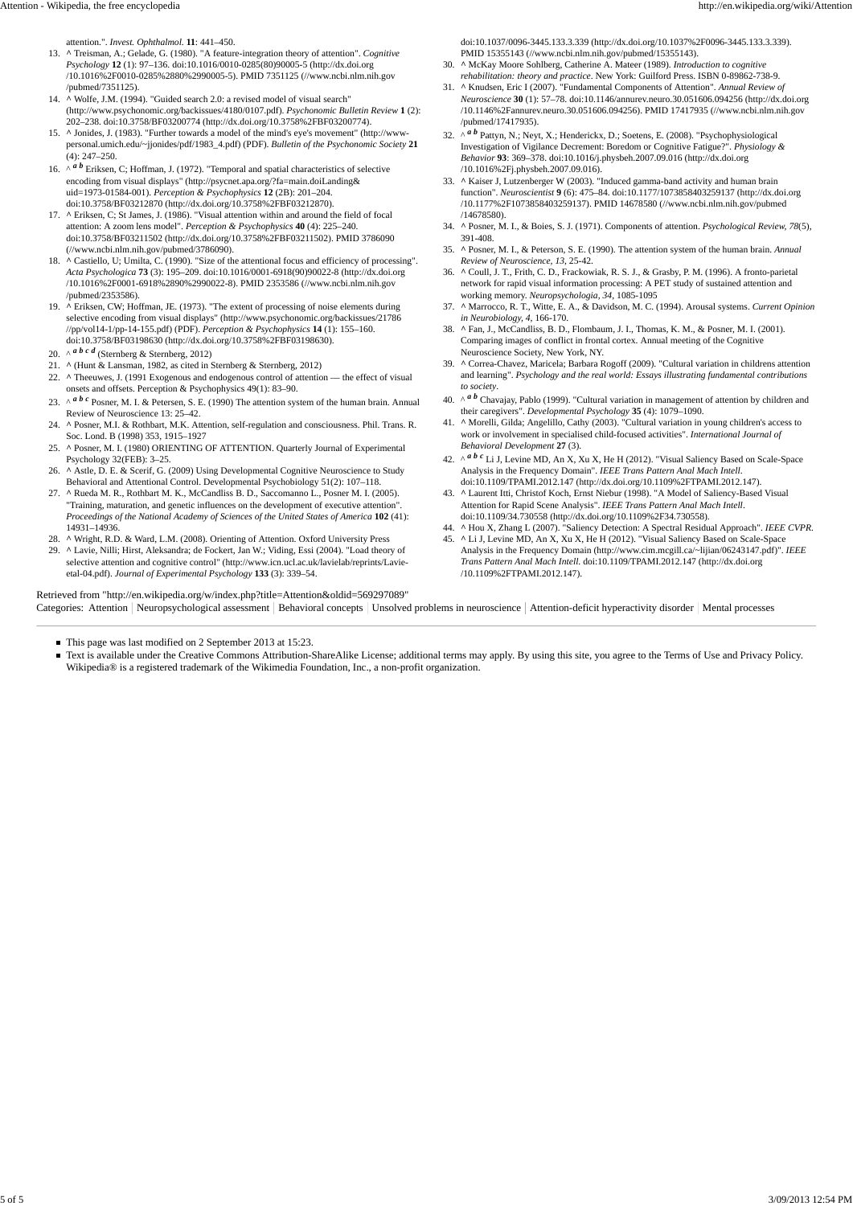attention.". *Invest. Ophthalmol.* **11**: 441–450.

13. **^** Treisman, A.; Gelade, G. (1980). "A feature-integration theory of attention". *Cognitive Psychology* **12** (1): 97–136. doi:10.1016/0010-0285(80)90005-5 (http://dx.doi.org/10.1016%2F0010-0285%2880%2990005-5). PMID 7351125 (//www.ncbi.nlm.nih.gov/pubmed/7351125).
14. **^** Wolfe, J.M. (1994). "Guided search 2.0: a revised model of visual search" (http://www.psychonomic.org/backissues/4180/0107.pdf). *Psychonomic Bulletin Review* **1** (2): 202–238. doi:10.3758/BF03200774 (http://dx.doi.org/10.3758%2FBF03200774).
15. **^** Jonides, J. (1983). "Further towards a model of the mind's eye's movement" (http://www-personal.umich.edu/~jjonides/pdf/1983_4.pdf) (PDF). *Bulletin of the Psychonomic Society* **21** (4): 247–250.
16. ^ ***a b*** Eriksen, C; Hoffman, J. (1972). "Temporal and spatial characteristics of selective encoding from visual displays" (http://psycnet.apa.org/?fa=main.doiLanding&uid=1973-01584-001). *Perception & Psychophysics* **12** (2B): 201–204. doi:10.3758/BF03212870 (http://dx.doi.org/10.3758%2FBF03212870).
17. **^** Eriksen, C; St James, J. (1986). "Visual attention within and around the field of focal attention: A zoom lens model". *Perception & Psychophysics* **40** (4): 225–240. doi:10.3758/BF03211502 (http://dx.doi.org/10.3758%2FBF03211502). PMID 3786090 (//www.ncbi.nlm.nih.gov/pubmed/3786090).
18. **^** Castiello, U; Umilta, C. (1990). "Size of the attentional focus and efficiency of processing". *Acta Psychologica* **73** (3): 195–209. doi:10.1016/0001-6918(90)90022-8 (http://dx.doi.org/10.1016%2F0001-6918%2890%2990022-8). PMID 2353586 (//www.ncbi.nlm.nih.gov/pubmed/2353586).
19. **^** Eriksen, CW; Hoffman, JE. (1973). "The extent of processing of noise elements during selective encoding from visual displays" (http://www.psychonomic.org/backissues/21786//pp/vol14-1/pp-14-155.pdf) (PDF). *Perception & Psychophysics* **14** (1): 155–160. doi:10.3758/BF03198630 (http://dx.doi.org/10.3758%2FBF03198630).
20. ^ ***a b c d*** (Sternberg & Sternberg, 2012)
21. **^** (Hunt & Lansman, 1982, as cited in Sternberg & Sternberg, 2012)
22. **^** Theeuwes, J. (1991 Exogenous and endogenous control of attention — the effect of visual onsets and offsets. Perception & Psychophysics 49(1): 83–90.
23. ^ ***a b c*** Posner, M. I. & Petersen, S. E. (1990) The attention system of the human brain. Annual Review of Neuroscience 13: 25–42.
24. **^** Posner, M.I. & Rothbart, M.K. Attention, self-regulation and consciousness. Phil. Trans. R. Soc. Lond. B (1998) 353, 1915–1927
25. **^** Posner, M. I. (1980) ORIENTING OF ATTENTION. Quarterly Journal of Experimental Psychology 32(FEB): 3–25.
26. **^** Astle, D. E. & Scerif, G. (2009) Using Developmental Cognitive Neuroscience to Study Behavioral and Attentional Control. Developmental Psychobiology 51(2): 107–118.
27. **^** Rueda M. R., Rothbart M. K., McCandliss B. D., Saccomanno L., Posner M. I. (2005). "Training, maturation, and genetic influences on the development of executive attention". *Proceedings of the National Academy of Sciences of the United States of America* **102** (41): 14931–14936.
28. **^** Wright, R.D. & Ward, L.M. (2008). Orienting of Attention. Oxford University Press
29. **^** Lavie, Nilli; Hirst, Aleksandra; de Fockert, Jan W.; Viding, Essi (2004). "Load theory of selective attention and cognitive control" (http://www.icn.ucl.ac.uk/lavielab/reprints/Lavie-etal-04.pdf). *Journal of Experimental Psychology* **133** (3): 339–54. doi:10.1037/0096-3445.133.3.339 (http://dx.doi.org/10.1037%2F0096-3445.133.3.339). PMID 15355143 (//www.ncbi.nlm.nih.gov/pubmed/15355143).
30. **^** McKay Moore Sohlberg, Catherine A. Mateer (1989). *Introduction to cognitive rehabilitation: theory and practice*. New York: Guilford Press. ISBN 0-89862-738-9.
31. **^** Knudsen, Eric I (2007). "Fundamental Components of Attention". *Annual Review of Neuroscience* **30** (1): 57–78. doi:10.1146/annurev.neuro.30.051606.094256 (http://dx.doi.org/10.1146%2Fannurev.neuro.30.051606.094256). PMID 17417935 (//www.ncbi.nlm.nih.gov/pubmed/17417935).
32. ^ ***a b*** Pattyn, N.; Neyt, X.; Henderickx, D.; Soetens, E. (2008). "Psychophysiological Investigation of Vigilance Decrement: Boredom or Cognitive Fatigue?". *Physiology & Behavior* **93**: 369–378. doi:10.1016/j.physbeh.2007.09.016 (http://dx.doi.org/10.1016%2Fj.physbeh.2007.09.016).
33. **^** Kaiser J, Lutzenberger W (2003). "Induced gamma-band activity and human brain function". *Neuroscientist* **9** (6): 475–84. doi:10.1177/1073858403259137 (http://dx.doi.org/10.1177%2F1073858403259137). PMID 14678580 (//www.ncbi.nlm.nih.gov/pubmed/14678580).
34. **^** Posner, M. I., & Boies, S. J. (1971). Components of attention. *Psychological Review, 78*(5), 391-408.
35. **^** Posner, M. I., & Peterson, S. E. (1990). The attention system of the human brain. *Annual Review of Neuroscience, 13*, 25-42.
36. **^** Coull, J. T., Frith, C. D., Frackowiak, R. S. J., & Grasby, P. M. (1996). A fronto-parietal network for rapid visual information processing: A PET study of sustained attention and working memory. *Neuropsychologia, 34*, 1085-1095
37. **^** Marrocco, R. T., Witte, E. A., & Davidson, M. C. (1994). Arousal systems. *Current Opinion in Neurobiology, 4*, 166-170.
38. **^** Fan, J., McCandliss, B. D., Flombaum, J. I., Thomas, K. M., & Posner, M. I. (2001). Comparing images of conflict in frontal cortex. Annual meeting of the Cognitive Neuroscience Society, New York, NY.
39. **^** Correa-Chavez, Maricela; Barbara Rogoff (2009). "Cultural variation in childrens attention and learning". *Psychology and the real world: Essays illustrating fundamental contributions to society*.
40. ^ ***a b*** Chavajay, Pablo (1999). "Cultural variation in management of attention by children and their caregivers". *Developmental Psychology* **35** (4): 1079–1090.
41. **^** Morelli, Gilda; Angelillo, Cathy (2003). "Cultural variation in young children's access to work or involvement in specialised child-focused activities". *International Journal of Behavioral Development* **27** (3).
42. ^ ***a b c*** Li J, Levine MD, An X, Xu X, He H (2012). "Visual Saliency Based on Scale-Space Analysis in the Frequency Domain". *IEEE Trans Pattern Anal Mach Intell*. doi:10.1109/TPAMI.2012.147 (http://dx.doi.org/10.1109%2FTPAMI.2012.147).
43. **^** Laurent Itti, Christof Koch, Ernst Niebur (1998). "A Model of Saliency-Based Visual Attention for Rapid Scene Analysis". *IEEE Trans Pattern Anal Mach Intell*. doi:10.1109/34.730558 (http://dx.doi.org/10.1109%2F34.730558).
44. **^** Hou X, Zhang L (2007). "Saliency Detection: A Spectral Residual Approach". *IEEE CVPR*.
45. **^** Li J, Levine MD, An X, Xu X, He H (2012). "Visual Saliency Based on Scale-Space Analysis in the Frequency Domain (http://www.cim.mcgill.ca/~lijian/06243147.pdf)". *IEEE Trans Pattern Anal Mach Intell*. doi:10.1109/TPAMI.2012.147 (http://dx.doi.org/10.1109%2FTPAMI.2012.147).

Retrieved from "http://en.wikipedia.org/w/index.php?title=Attention&oldid=569297089"

Categories: Attention | Neuropsychological assessment | Behavioral concepts | Unsolved problems in neuroscience | Attention-deficit hyperactivity disorder | Mental processes

- This page was last modified on 2 September 2013 at 15:23.
- Text is available under the Creative Commons Attribution-ShareAlike License; additional terms may apply. By using this site, you agree to the Terms of Use and Privacy Policy. Wikipedia® is a registered trademark of the Wikimedia Foundation, Inc., a non-profit organization.